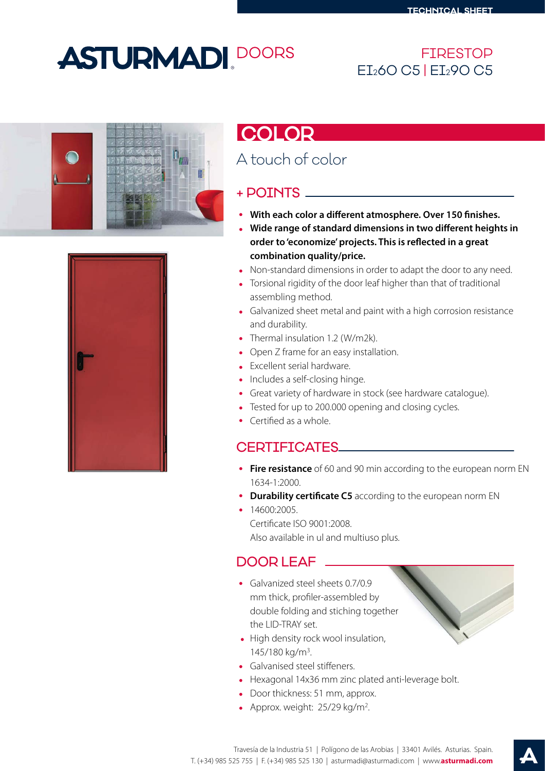# ASTURMADI DOORS

## FIRESTOP
## $EI_260$ C5 | $EI_290$ C5

# COLOR

A touch of color

## + POINTS

- **With each color a different atmosphere. Over 150 finishes.**
- **Wide range of standard dimensions in two different heights in order to 'economize' projects. This is reflected in a great combination quality/price.**
- Non-standard dimensions in order to adapt the door to any need.
- Torsional rigidity of the door leaf higher than that of traditional assembling method.
- Galvanized sheet metal and paint with a high corrosion resistance and durability.
- Thermal insulation 1.2 (W/m2k).
- Open Z frame for an easy installation.
- Excellent serial hardware.
- Includes a self-closing hinge.
- Great variety of hardware in stock (see hardware catalogue).
- Tested for up to 200.000 opening and closing cycles.
- Certified as a whole.

## CERTIFICATES

- **Fire resistance** of 60 and 90 min according to the european norm EN 1634-1:2000.
- **Durability certificate C5** according to the european norm EN
- 14600:2005.
  Certificate ISO 9001:2008.
  Also available in ul and multiuso plus.

## DOOR LEAF

- Galvanized steel sheets 0.7/0.9 mm thick, profiler-assembled by double folding and stiching together the LID-TRAY set.
- High density rock wool insulation, 145/180 kg/m$^3$.
- Galvanised steel stiffeners.
- Hexagonal 14x36 mm zinc plated anti-leverage bolt.
- Door thickness: 51 mm, approx.
- Approx. weight: 25/29 kg/m$^2$.

Travesía de la Industria 51 | Polígono de las Arobias | 33401 Avilés. Asturias. Spain.
T. (+34) 985 525 755 | F. (+34) 985 525 130 | asturmadi@asturmadi.com | www.**asturmadi.com**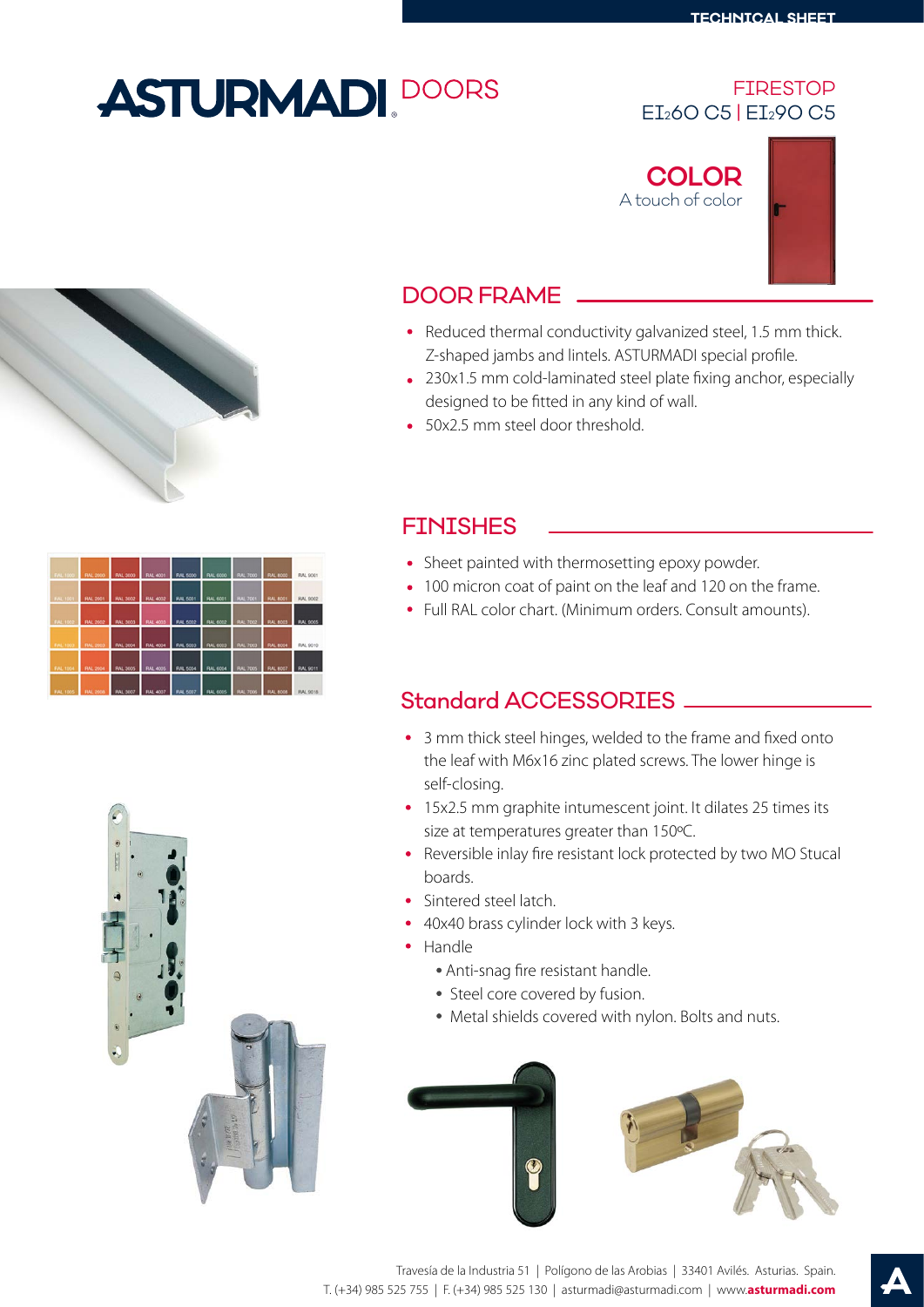# ASTURMADI DOORS

FIRESTOP
EI2 60 C5 | EI2 90 C5

**COLOR**
A touch of color

## DOOR FRAME

- Reduced thermal conductivity galvanized steel, 1.5 mm thick. Z-shaped jambs and lintels. ASTURMADI special profile.
- 230x1.5 mm cold-laminated steel plate fixing anchor, especially designed to be fitted in any kind of wall.
- 50x2.5 mm steel door threshold.

## FINISHES

- Sheet painted with thermosetting epoxy powder.
- 100 micron coat of paint on the leaf and 120 on the frame.
- Full RAL color chart. (Minimum orders. Consult amounts).

## Standard ACCESSORIES

- 3 mm thick steel hinges, welded to the frame and fixed onto the leaf with M6x16 zinc plated screws. The lower hinge is self-closing.
- 15x2.5 mm graphite intumescent joint. It dilates 25 times its size at temperatures greater than 150ºC.
- Reversible inlay fire resistant lock protected by two MO Stucal boards.
- Sintered steel latch.
- 40x40 brass cylinder lock with 3 keys.
- Handle
  - Anti-snag fire resistant handle.
  - Steel core covered by fusion.
  - Metal shields covered with nylon. Bolts and nuts.

Travesía de la Industria 51 | Polígono de las Arobias | 33401 Avilés. Asturias. Spain.
T. (+34) 985 525 755 | F. (+34) 985 525 130 | asturmadi@asturmadi.com | www.**asturmadi.com**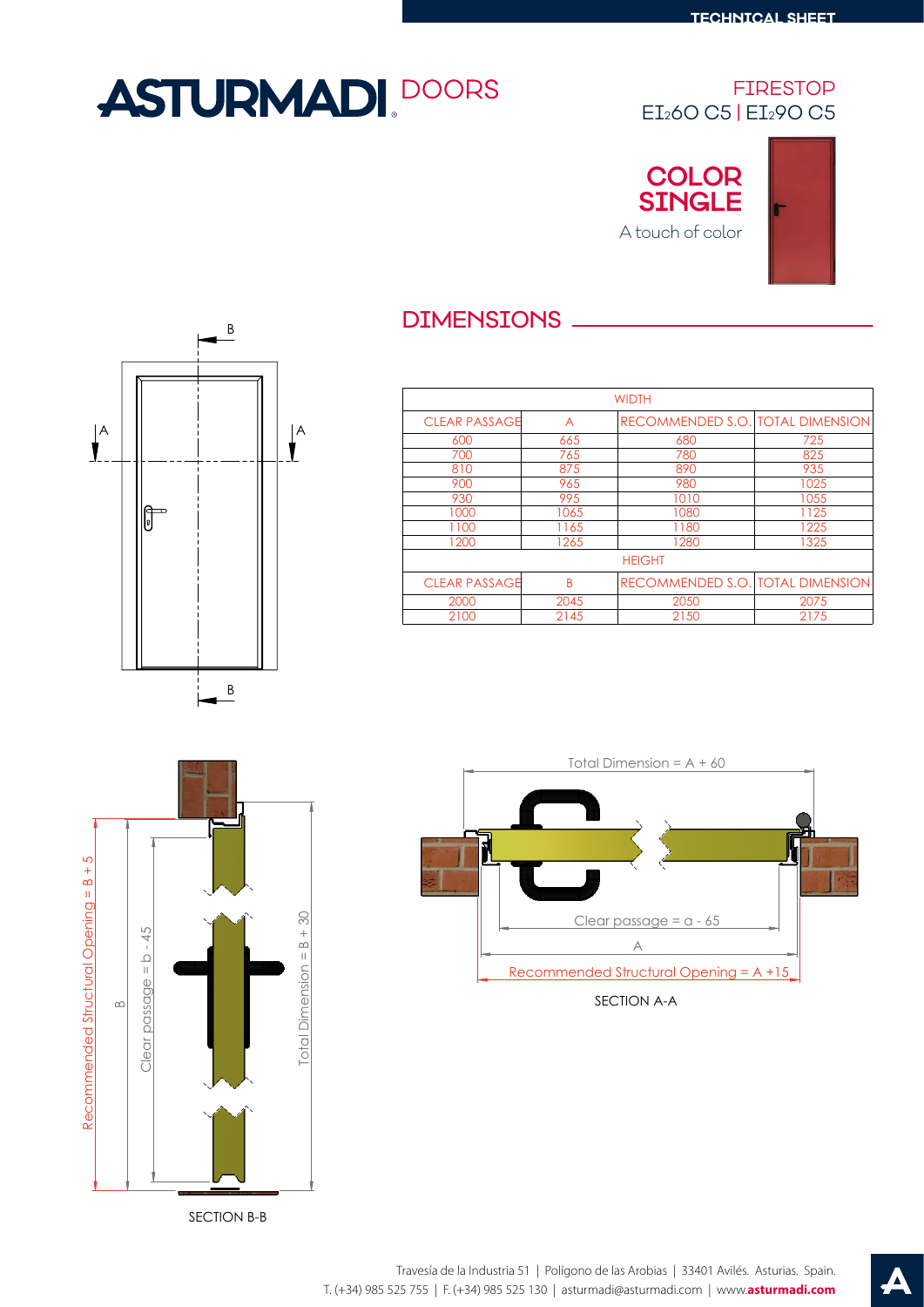# ASTURMADI DOORS

FIRESTOP
$EI_260$ C5 | $EI_290$ C5

## COLOR SINGLE

A touch of color

## DIMENSIONS

| WIDTH | | | |
|---|---|---|---|
| CLEAR PASSAGE | A | RECOMMENDED S.O. | TOTAL DIMENSION |
| 600 | 665 | 680 | 725 |
| 700 | 765 | 780 | 825 |
| 810 | 875 | 890 | 935 |
| 900 | 965 | 980 | 1025 |
| 930 | 995 | 1010 | 1055 |
| 1000 | 1065 | 1080 | 1125 |
| 1100 | 1165 | 1180 | 1225 |
| 1200 | 1265 | 1280 | 1325 |
| **HEIGHT** | | | |
| CLEAR PASSAGE | B | RECOMMENDED S.O. | TOTAL DIMENSION |
| 2000 | 2045 | 2050 | 2075 |
| 2100 | 2145 | 2150 | 2175 |

Recommended Structural Opening = B + 5
B
Clear passage = b - 45
Total Dimension = B + 30

SECTION B-B

Total Dimension = A + 60
Clear passage = a - 65
A
Recommended Structural Opening = A +15

SECTION A-A

Travesía de la Industria 51 | Polígono de las Arobias | 33401 Avilés. Asturias. Spain.
T. (+34) 985 525 755 | F. (+34) 985 525 130 | asturmadi@asturmadi.com | www.**asturmadi.com**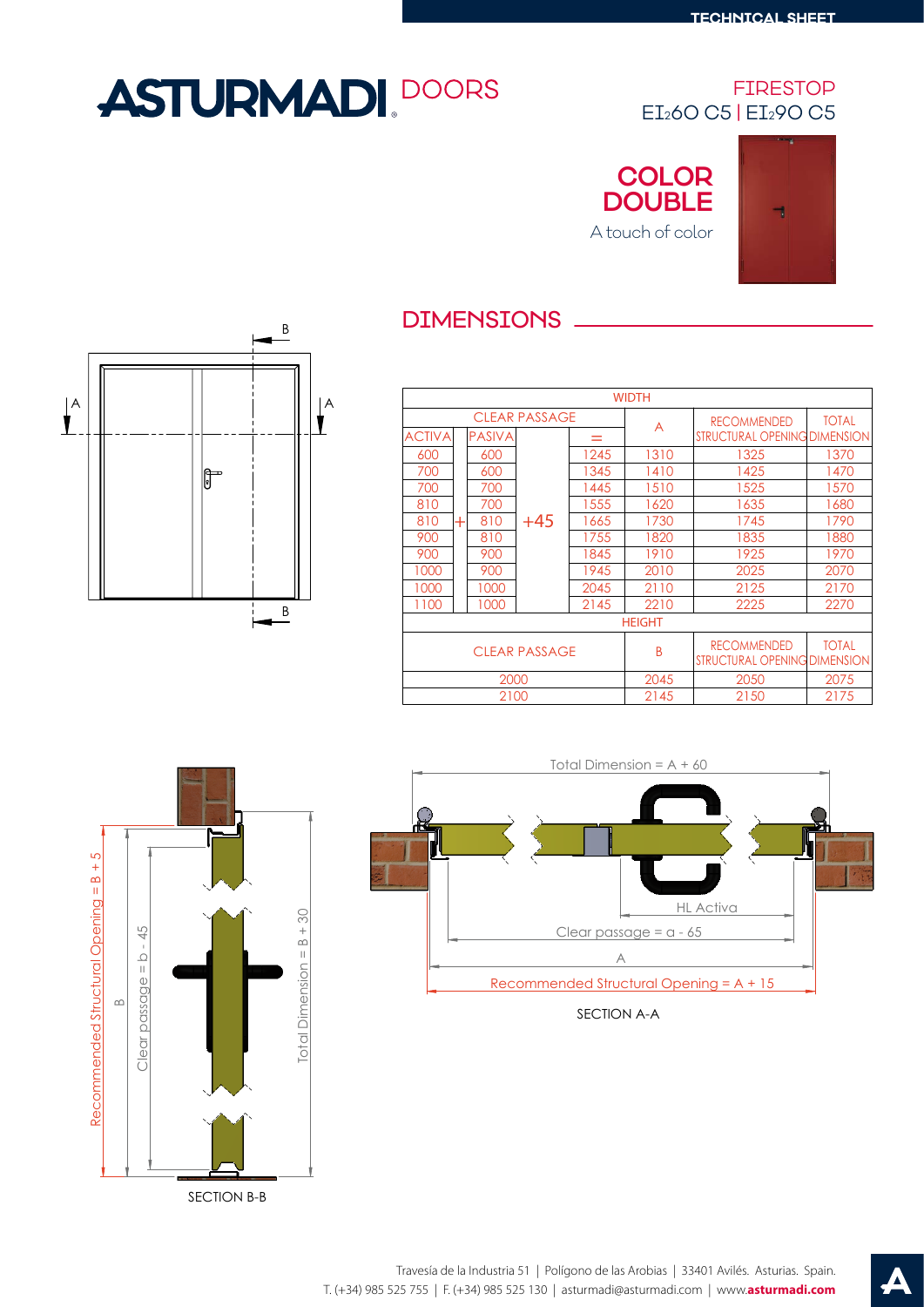TECHNICAL SHEET

# ASTURMADI DOORS

FIRESTOP
$EI_2 60$ C5 | $EI_2 90$ C5

## COLOR DOUBLE

A touch of color

## DIMENSIONS

| WIDTH | | | | | | | |
|---|---|---|---|---|---|---|---|
| CLEAR PASSAGE | | | | | A | RECOMMENDED STRUCTURAL OPENING | TOTAL DIMENSION |
| ACTIVA | + | PASIVA | +45 | = | | | |
| 600 | | 600 | | 1245 | 1310 | 1325 | 1370 |
| 700 | | 600 | | 1345 | 1410 | 1425 | 1470 |
| 700 | | 700 | | 1445 | 1510 | 1525 | 1570 |
| 810 | | 700 | | 1555 | 1620 | 1635 | 1680 |
| 810 | | 810 | | 1665 | 1730 | 1745 | 1790 |
| 900 | | 810 | | 1755 | 1820 | 1835 | 1880 |
| 900 | | 900 | | 1845 | 1910 | 1925 | 1970 |
| 1000 | | 900 | | 1945 | 2010 | 2025 | 2070 |
| 1000 | | 1000 | | 2045 | 2110 | 2125 | 2170 |
| 1100 | | 1000 | | 2145 | 2210 | 2225 | 2270 |

| HEIGHT | | | |
|---|---|---|---|
| CLEAR PASSAGE | B | RECOMMENDED STRUCTURAL OPENING | TOTAL DIMENSION |
| 2000 | 2045 | 2050 | 2075 |
| 2100 | 2145 | 2150 | 2175 |

Total Dimension = A + 60
HL Activa
Clear passage = a - 65
A
Recommended Structural Opening = A + 15

SECTION A-A

Recommended Structural Opening = B + 5
B
Clear passage = b - 45
Total Dimension = B + 30

SECTION B-B

Travesía de la Industria 51 | Polígono de las Arobias | 33401 Avilés. Asturias. Spain.
T. (+34) 985 525 755 | F. (+34) 985 525 130 | asturmadi@asturmadi.com | www.**asturmadi.com**